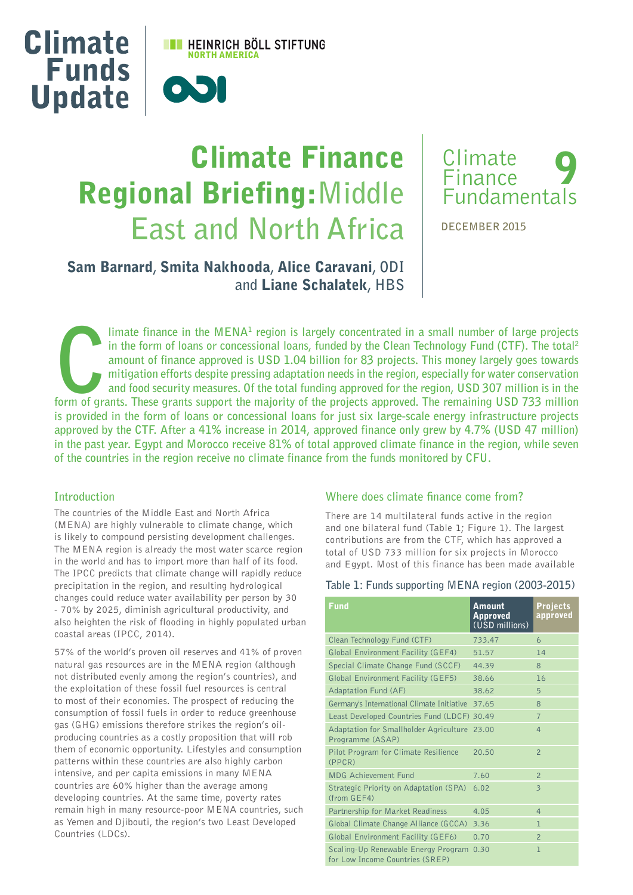Climate Funds Update

HEINRICH BÖLL STIFTUNG NORTH AMERICA

ODI

# Climate Finance Regional Briefing: Middle East and North Africa

Climate Finance Fundamentals 9

DECEMBER 2015

**Sam Barnard**, **Smita Nakhooda**, **Alice Caravani**, ODI and **Liane Schalatek**, HBS

**Climate finance in the MENA[1] region is largely concentrated in a small number of large projects in the form of loans or concessional loans, funded by the Clean Technology Fund (CTF). The total[2] amount of finance approved is USD 1.04 billion for 83 projects. This money largely goes towards mitigation efforts despite pressing adaptation needs in the region, especially for water conservation and food security measures. Of the total funding approved for the region, USD 307 million is in the form of grants. These grants support the majority of the projects approved. The remaining USD 733 million is provided in the form of loans or concessional loans for just six large-scale energy infrastructure projects approved by the CTF. After a 41% increase in 2014, approved finance only grew by 4.7% (USD 47 million) in the past year. Egypt and Morocco receive 81% of total approved climate finance in the region, while seven of the countries in the region receive no climate finance from the funds monitored by CFU.**

## Introduction

The countries of the Middle East and North Africa (MENA) are highly vulnerable to climate change, which is likely to compound persisting development challenges. The MENA region is already the most water scarce region in the world and has to import more than half of its food. The IPCC predicts that climate change will rapidly reduce precipitation in the region, and resulting hydrological changes could reduce water availability per person by 30 - 70% by 2025, diminish agricultural productivity, and also heighten the risk of flooding in highly populated urban coastal areas (IPCC, 2014).

57% of the world's proven oil reserves and 41% of proven natural gas resources are in the MENA region (although not distributed evenly among the region's countries), and the exploitation of these fossil fuel resources is central to most of their economies. The prospect of reducing the consumption of fossil fuels in order to reduce greenhouse gas (GHG) emissions therefore strikes the region's oil-producing countries as a costly proposition that will rob them of economic opportunity. Lifestyles and consumption patterns within these countries are also highly carbon intensive, and per capita emissions in many MENA countries are 60% higher than the average among developing countries. At the same time, poverty rates remain high in many resource-poor MENA countries, such as Yemen and Djibouti, the region's two Least Developed Countries (LDCs).

## Where does climate finance come from?

There are 14 multilateral funds active in the region and one bilateral fund (Table 1; Figure 1). The largest contributions are from the CTF, which has approved a total of USD 733 million for six projects in Morocco and Egypt. Most of this finance has been made available

**Table 1: Funds supporting MENA region (2003-2015)**

| Fund | Amount Approved (USD millions) | Projects approved |
|---|---|---|
| Clean Technology Fund (CTF) | 733.47 | 6 |
| Global Environment Facility (GEF4) | 51.57 | 14 |
| Special Climate Change Fund (SCCF) | 44.39 | 8 |
| Global Environment Facility (GEF5) | 38.66 | 16 |
| Adaptation Fund (AF) | 38.62 | 5 |
| Germany's International Climate Initiative | 37.65 | 8 |
| Least Developed Countries Fund (LDCF) | 30.49 | 7 |
| Adaptation for Smallholder Agriculture Programme (ASAP) | 23.00 | 4 |
| Pilot Program for Climate Resilience (PPCR) | 20.50 | 2 |
| MDG Achievement Fund | 7.60 | 2 |
| Strategic Priority on Adaptation (SPA) (from GEF4) | 6.02 | 3 |
| Partnership for Market Readiness | 4.05 | 4 |
| Global Climate Change Alliance (GCCA) | 3.36 | 1 |
| Global Environment Facility (GEF6) | 0.70 | 2 |
| Scaling-Up Renewable Energy Program for Low Income Countries (SREP) | 0.30 | 1 |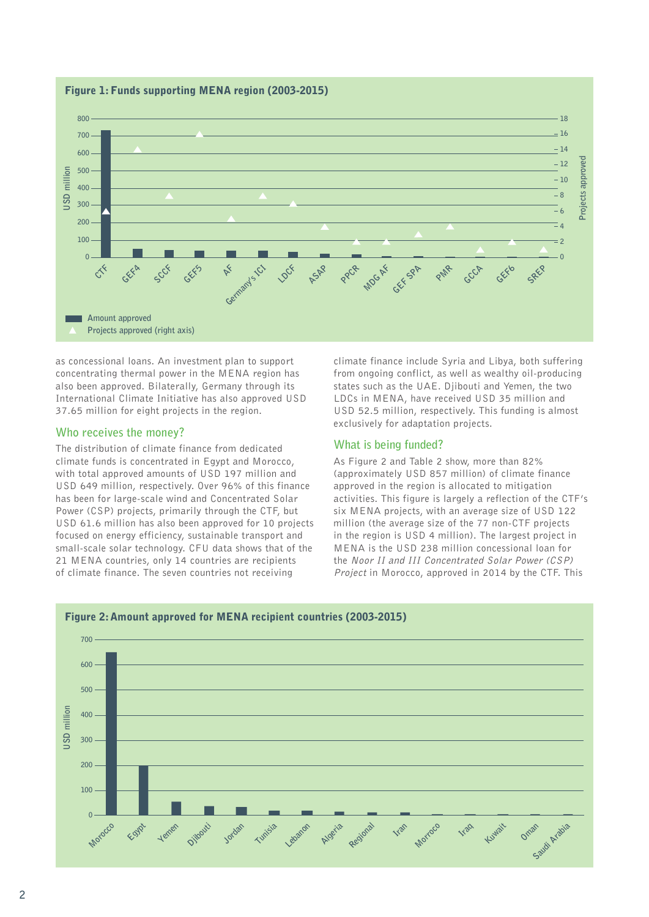**Figure 1: Funds supporting MENA region (2003-2015)**

**Figure 2: Amount approved for MENA recipient countries (2003-2015)**

as concessional loans. An investment plan to support concentrating thermal power in the MENA region has also been approved. Bilaterally, Germany through its International Climate Initiative has also approved USD 37.65 million for eight projects in the region.

## Who receives the money?

The distribution of climate finance from dedicated climate funds is concentrated in Egypt and Morocco, with total approved amounts of USD 197 million and USD 649 million, respectively. Over 96% of this finance has been for large-scale wind and Concentrated Solar Power (CSP) projects, primarily through the CTF, but USD 61.6 million has also been approved for 10 projects focused on energy efficiency, sustainable transport and small-scale solar technology. CFU data shows that of the 21 MENA countries, only 14 countries are recipients of climate finance. The seven countries not receiving climate finance include Syria and Libya, both suffering from ongoing conflict, as well as wealthy oil-producing states such as the UAE. Djibouti and Yemen, the two LDCs in MENA, have received USD 35 million and USD 52.5 million, respectively. This funding is almost exclusively for adaptation projects.

## What is being funded?

As Figure 2 and Table 2 show, more than 82% (approximately USD 857 million) of climate finance approved in the region is allocated to mitigation activities. This figure is largely a reflection of the CTF's six MENA projects, with an average size of USD 122 million (the average size of the 77 non-CTF projects in the region is USD 4 million). The largest project in MENA is the USD 238 million concessional loan for the *Noor II and III Concentrated Solar Power (CSP) Project* in Morocco, approved in 2014 by the CTF. This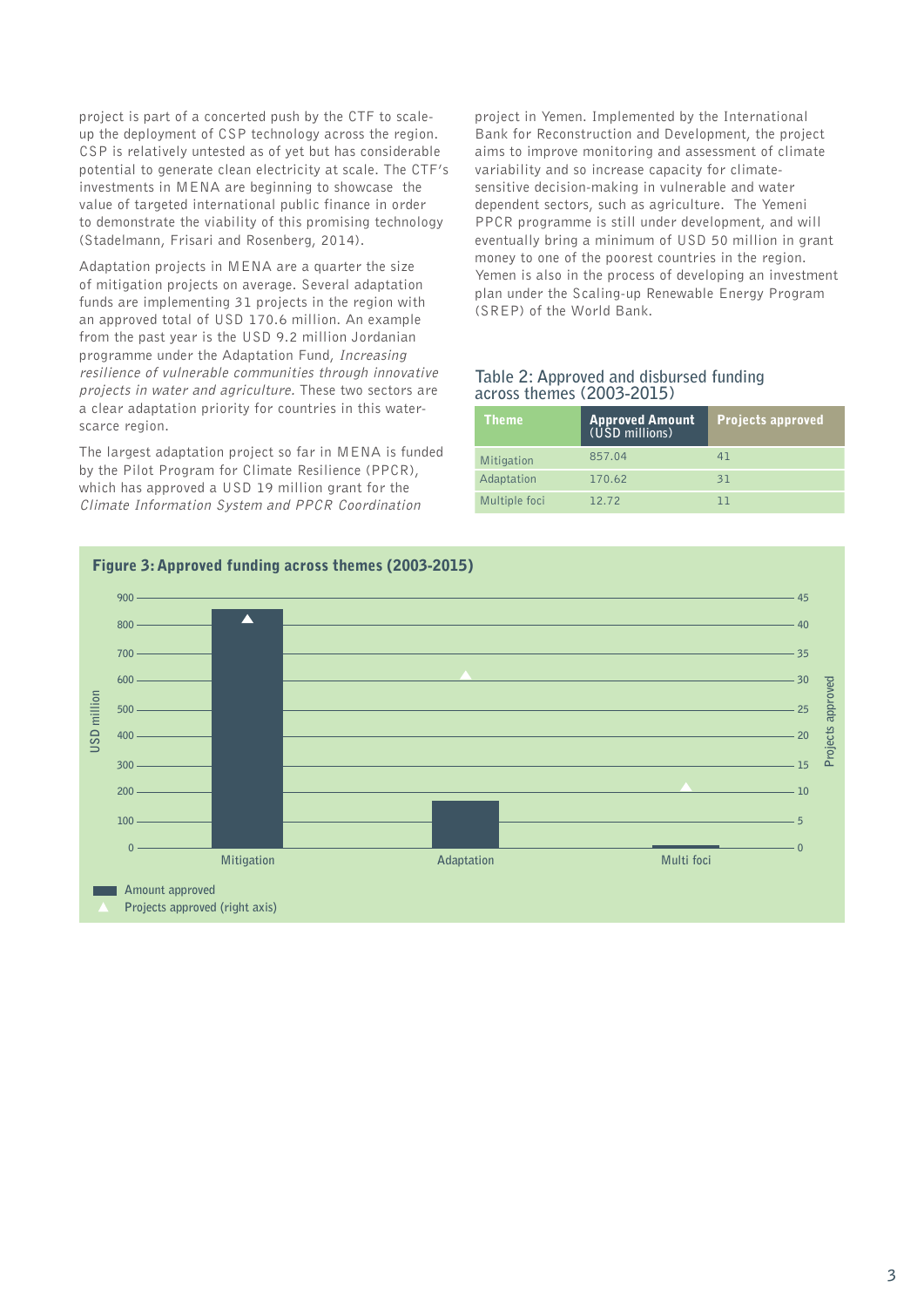project is part of a concerted push by the CTF to scale-up the deployment of CSP technology across the region. CSP is relatively untested as of yet but has considerable potential to generate clean electricity at scale. The CTF's investments in MENA are beginning to showcase the value of targeted international public finance in order to demonstrate the viability of this promising technology (Stadelmann, Frisari and Rosenberg, 2014).

Adaptation projects in MENA are a quarter the size of mitigation projects on average. Several adaptation funds are implementing 31 projects in the region with an approved total of USD 170.6 million. An example from the past year is the USD 9.2 million Jordanian programme under the Adaptation Fund, *Increasing resilience of vulnerable communities through innovative projects in water and agriculture.* These two sectors are a clear adaptation priority for countries in this water-scarce region.

The largest adaptation project so far in MENA is funded by the Pilot Program for Climate Resilience (PPCR), which has approved a USD 19 million grant for the *Climate Information System and PPCR Coordination* project in Yemen. Implemented by the International Bank for Reconstruction and Development, the project aims to improve monitoring and assessment of climate variability and so increase capacity for climate-sensitive decision-making in vulnerable and water dependent sectors, such as agriculture. The Yemeni PPCR programme is still under development, and will eventually bring a minimum of USD 50 million in grant money to one of the poorest countries in the region. Yemen is also in the process of developing an investment plan under the Scaling-up Renewable Energy Program (SREP) of the World Bank.

## Table 2: Approved and disbursed funding across themes (2003-2015)

| Theme | Approved Amount (USD millions) | Projects approved |
|---|---|---|
| Mitigation | 857.04 | 41 |
| Adaptation | 170.62 | 31 |
| Multiple foci | 12.72 | 11 |

**Figure 3: Approved funding across themes (2003-2015)**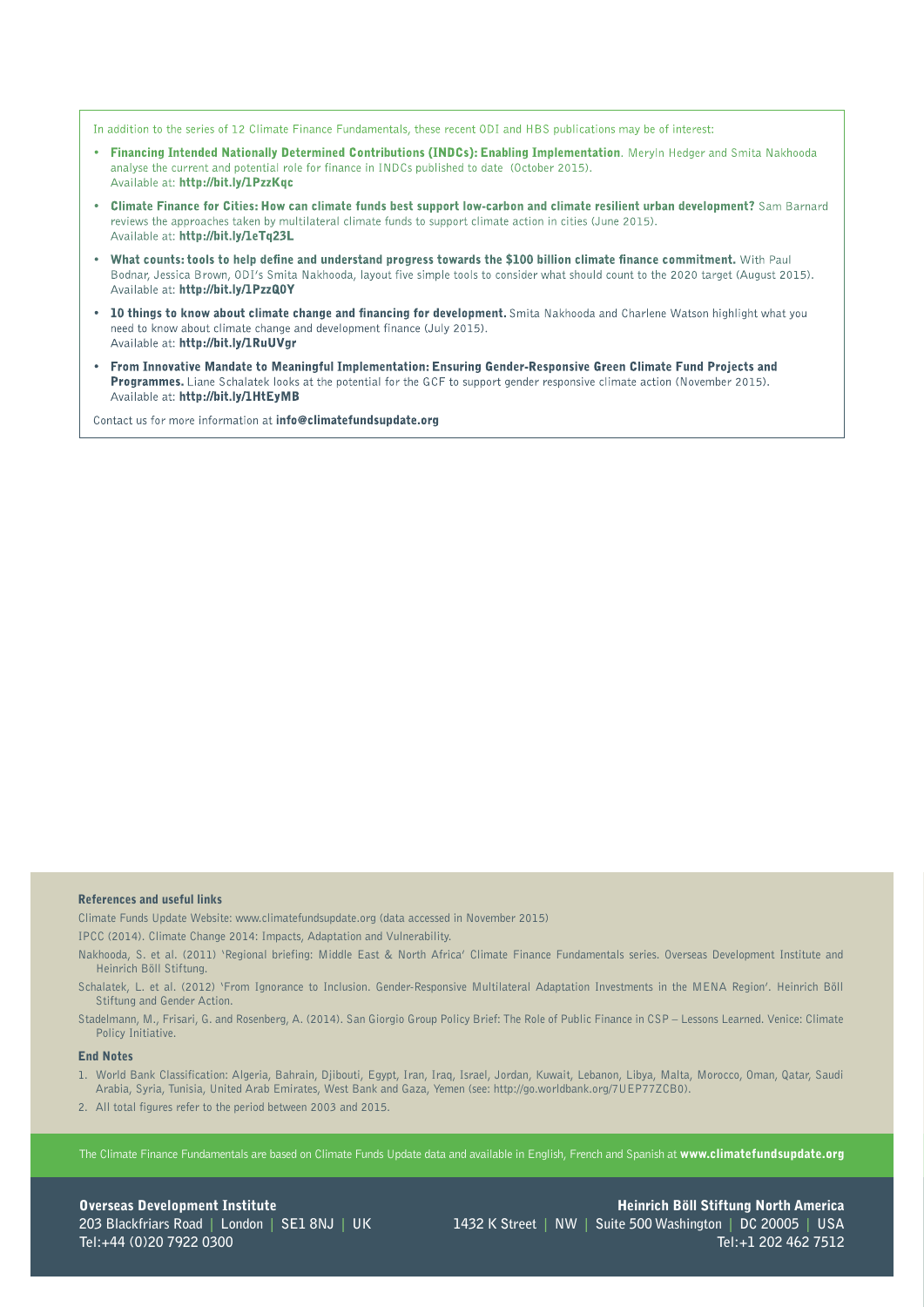In addition to the series of 12 Climate Finance Fundamentals, these recent ODI and HBS publications may be of interest:

- **Financing Intended Nationally Determined Contributions (INDCs): Enabling Implementation**. Meryln Hedger and Smita Nakhooda analyse the current and potential role for finance in INDCs published to date (October 2015). Available at: **http://bit.ly/1PzzKqc**
- **Climate Finance for Cities: How can climate funds best support low-carbon and climate resilient urban development?** Sam Barnard reviews the approaches taken by multilateral climate funds to support climate action in cities (June 2015). Available at: **http://bit.ly/1eTq23L**
- **What counts: tools to help define and understand progress towards the $100 billion climate finance commitment.** With Paul Bodnar, Jessica Brown, ODI's Smita Nakhooda, layout five simple tools to consider what should count to the 2020 target (August 2015). Available at: **http://bit.ly/1PzzQ0Y**
- **10 things to know about climate change and financing for development.** Smita Nakhooda and Charlene Watson highlight what you need to know about climate change and development finance (July 2015). Available at: **http://bit.ly/1RuUVgr**
- **From Innovative Mandate to Meaningful Implementation: Ensuring Gender-Responsive Green Climate Fund Projects and Programmes.** Liane Schalatek looks at the potential for the GCF to support gender responsive climate action (November 2015). Available at: **http://bit.ly/1HtEyMB**

Contact us for more information at **info@climatefundsupdate.org**

### References and useful links

Climate Funds Update Website: www.climatefundsupdate.org (data accessed in November 2015)

IPCC (2014). Climate Change 2014: Impacts, Adaptation and Vulnerability.

Nakhooda, S. et al. (2011) 'Regional briefing: Middle East & North Africa' Climate Finance Fundamentals series. Overseas Development Institute and Heinrich Böll Stiftung.

Schalatek, L. et al. (2012) 'From Ignorance to Inclusion. Gender-Responsive Multilateral Adaptation Investments in the MENA Region'. Heinrich Böll Stiftung and Gender Action.

Stadelmann, M., Frisari, G. and Rosenberg, A. (2014). San Giorgio Group Policy Brief: The Role of Public Finance in CSP – Lessons Learned. Venice: Climate Policy Initiative.

### End Notes

1. World Bank Classification: Algeria, Bahrain, Djibouti, Egypt, Iran, Iraq, Israel, Jordan, Kuwait, Lebanon, Libya, Malta, Morocco, Oman, Qatar, Saudi Arabia, Syria, Tunisia, United Arab Emirates, West Bank and Gaza, Yemen (see: http://go.worldbank.org/7UEP77ZCB0).
2. All total figures refer to the period between 2003 and 2015.

The Climate Finance Fundamentals are based on Climate Funds Update data and available in English, French and Spanish at **www.climatefundsupdate.org**

**Overseas Development Institute**
203 Blackfriars Road | London | SE1 8NJ | UK
Tel:+44 (0)20 7922 0300

**Heinrich Böll Stiftung North America**
1432 K Street | NW | Suite 500 Washington | DC 20005 | USA
Tel:+1 202 462 7512